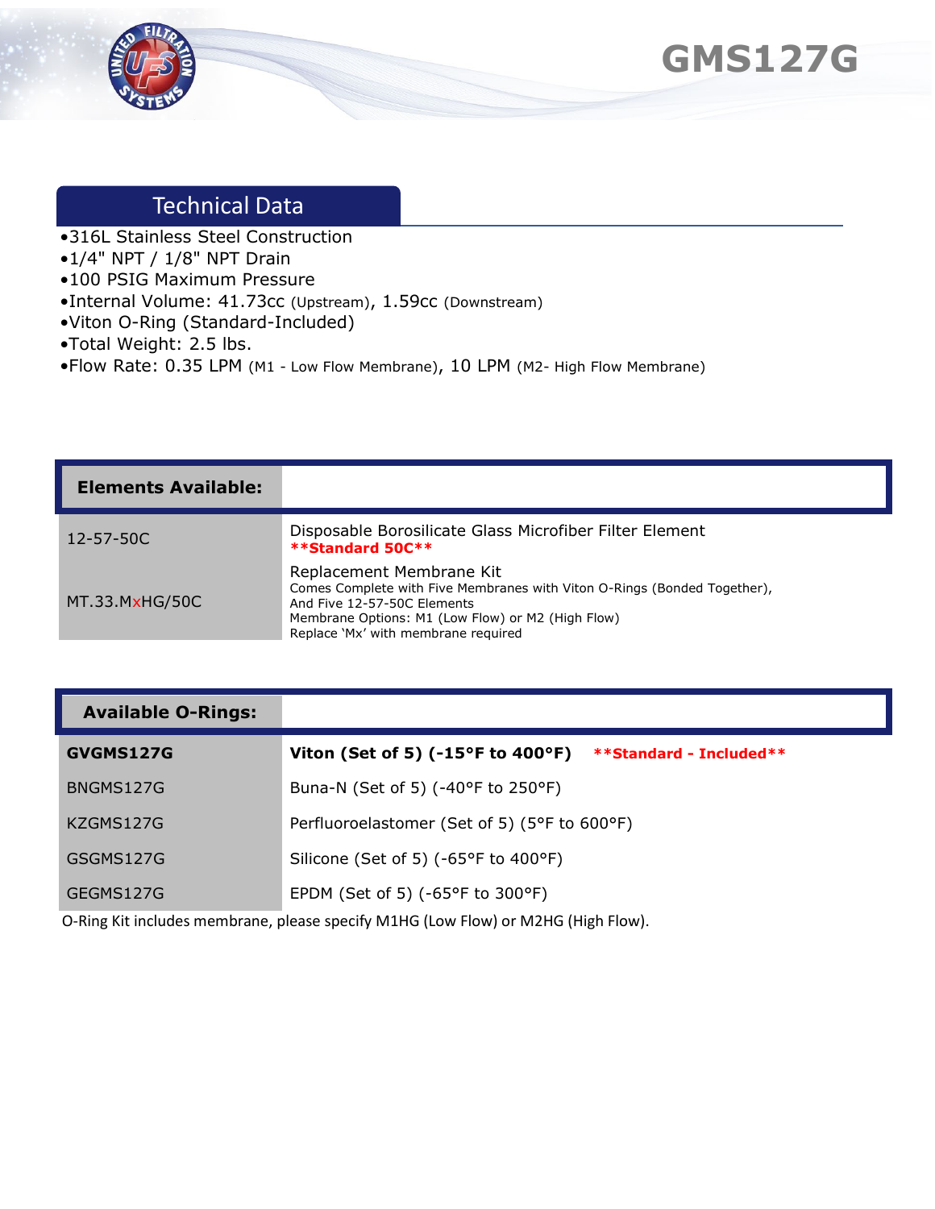# GMS127G

## Technical Data

- 316L Stainless Steel Construction
- 1/4" NPT / 1/8" NPT Drain
- 100 PSIG Maximum Pressure
- Internal Volume: 41.73cc (Upstream), 1.59cc (Downstream)
- Viton O-Ring (Standard-Included)
- Total Weight: 2.5 lbs.
- Flow Rate: 0.35 LPM (M1 - Low Flow Membrane), 10 LPM (M2- High Flow Membrane)

| Elements Available: | |
|---|---|
| 12-57-50C | Disposable Borosilicate Glass Microfiber Filter Element **\*\*Standard 50C\*\*** |
| MT.33.MxHG/50C | Replacement Membrane Kit<br>Comes Complete with Five Membranes with Viton O-Rings (Bonded Together), And Five 12-57-50C Elements<br>Membrane Options: M1 (Low Flow) or M2 (High Flow)<br>Replace 'Mx' with membrane required |

| Available O-Rings: | |
|---|---|
| **GVGMS127G** | **Viton (Set of 5) (-15°F to 400°F)** **\*\*Standard - Included\*\*** |
| BNGMS127G | Buna-N (Set of 5) (-40°F to 250°F) |
| KZGMS127G | Perfluoroelastomer (Set of 5) (5°F to 600°F) |
| GSGMS127G | Silicone (Set of 5) (-65°F to 400°F) |
| GEGMS127G | EPDM (Set of 5) (-65°F to 300°F) |

O-Ring Kit includes membrane, please specify M1HG (Low Flow) or M2HG (High Flow).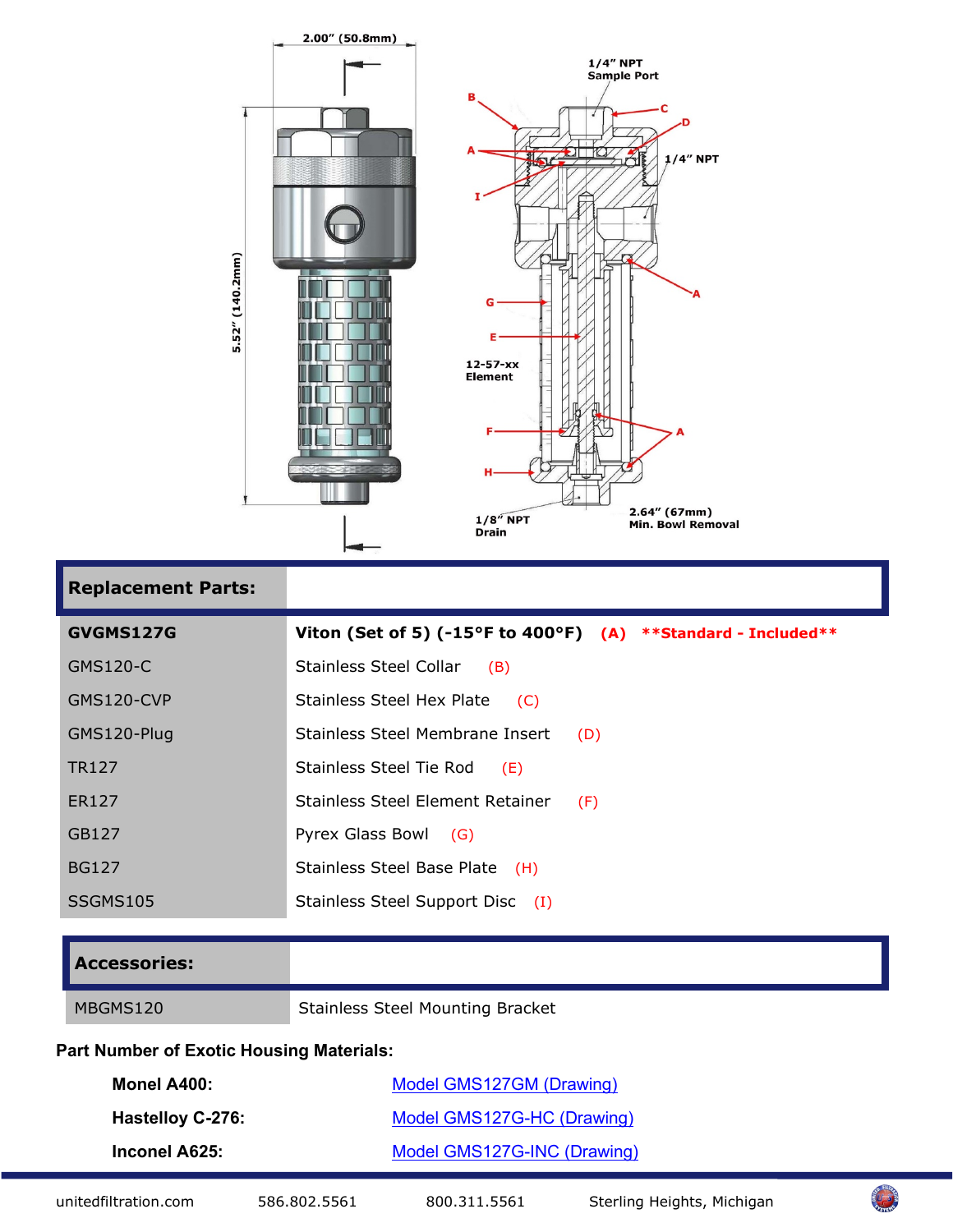2.00" (50.8mm)

5.52" (140.2mm)

1/4" NPT
Sample Port

B

C

D

A

1/4" NPT

I

A

G

E

12-57-xx
Element

F

A

H

1/8" NPT
Drain

2.64" (67mm)
Min. Bowl Removal

| Replacement Parts: | |
|---|---|
| **GVGMS127G** | **Viton (Set of 5) (-15°F to 400°F) (A) \*\*Standard - Included\*\*** |
| GMS120-C | Stainless Steel Collar (B) |
| GMS120-CVP | Stainless Steel Hex Plate (C) |
| GMS120-Plug | Stainless Steel Membrane Insert (D) |
| TR127 | Stainless Steel Tie Rod (E) |
| ER127 | Stainless Steel Element Retainer (F) |
| GB127 | Pyrex Glass Bowl (G) |
| BG127 | Stainless Steel Base Plate (H) |
| SSGMS105 | Stainless Steel Support Disc (I) |

| Accessories: | |
|---|---|
| MBGMS120 | Stainless Steel Mounting Bracket |

**Part Number of Exotic Housing Materials:**

| | |
|---|---|
| **Monel A400:** | Model GMS127GM (Drawing) |
| **Hastelloy C-276:** | Model GMS127G-HC (Drawing) |
| **Inconel A625:** | Model GMS127G-INC (Drawing) |

unitedfiltration.com 586.802.5561 800.311.5561 Sterling Heights, Michigan